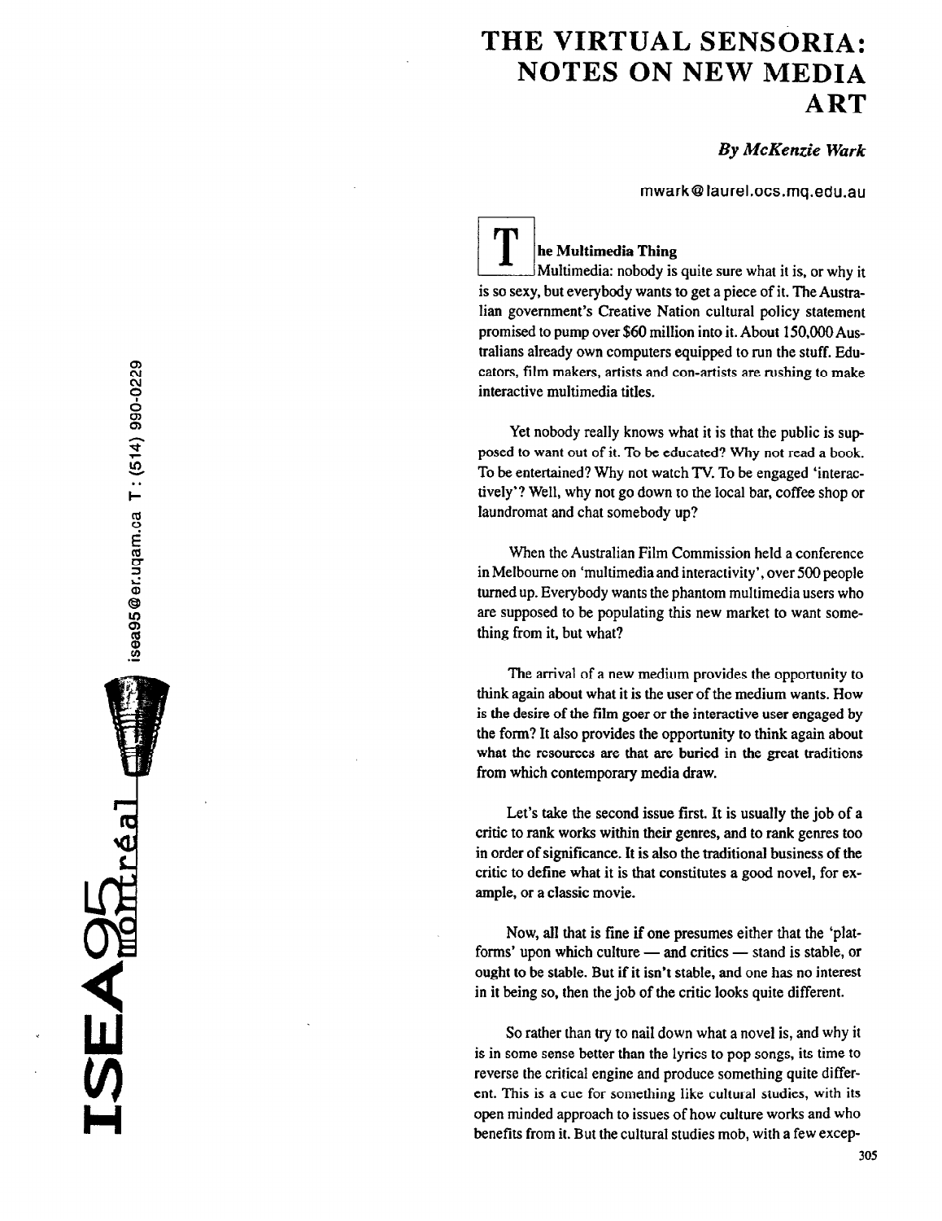# THE VIRTUAL SENSORIA: NOTES ON NEW MEDIA ART

***By McKenzie Wark***

mwark@laurel.ocs.mq.edu.au

**The Multimedia Thing**

Multimedia: nobody is quite sure what it is, or why it is so sexy, but everybody wants to get a piece of it. The Australian government's Creative Nation cultural policy statement promised to pump over $60 million into it. About 150,000 Australians already own computers equipped to run the stuff. Educators, film makers, artists and con-artists are rushing to make interactive multimedia titles.

Yet nobody really knows what it is that the public is supposed to want out of it. To be educated? Why not read a book. To be entertained? Why not watch TV. To be engaged 'interactively'? Well, why not go down to the local bar, coffee shop or laundromat and chat somebody up?

When the Australian Film Commission held a conference in Melbourne on 'multimedia and interactivity', over 500 people turned up. Everybody wants the phantom multimedia users who are supposed to be populating this new market to want something from it, but what?

The arrival of a new medium provides the opportunity to think again about what it is the user of the medium wants. How is the desire of the film goer or the interactive user engaged by the form? It also provides the opportunity to think again about what the resources are that are buried in the great traditions from which contemporary media draw.

Let's take the second issue first. It is usually the job of a critic to rank works within their genres, and to rank genres too in order of significance. It is also the traditional business of the critic to define what it is that constitutes a good novel, for example, or a classic movie.

Now, all that is fine if one presumes either that the 'platforms' upon which culture — and critics — stand is stable, or ought to be stable. But if it isn't stable, and one has no interest in it being so, then the job of the critic looks quite different.

So rather than try to nail down what a novel is, and why it is in some sense better than the lyrics to pop songs, its time to reverse the critical engine and produce something quite different. This is a cue for something like cultural studies, with its open minded approach to issues of how culture works and who benefits from it. But the cultural studies mob, with a few excep-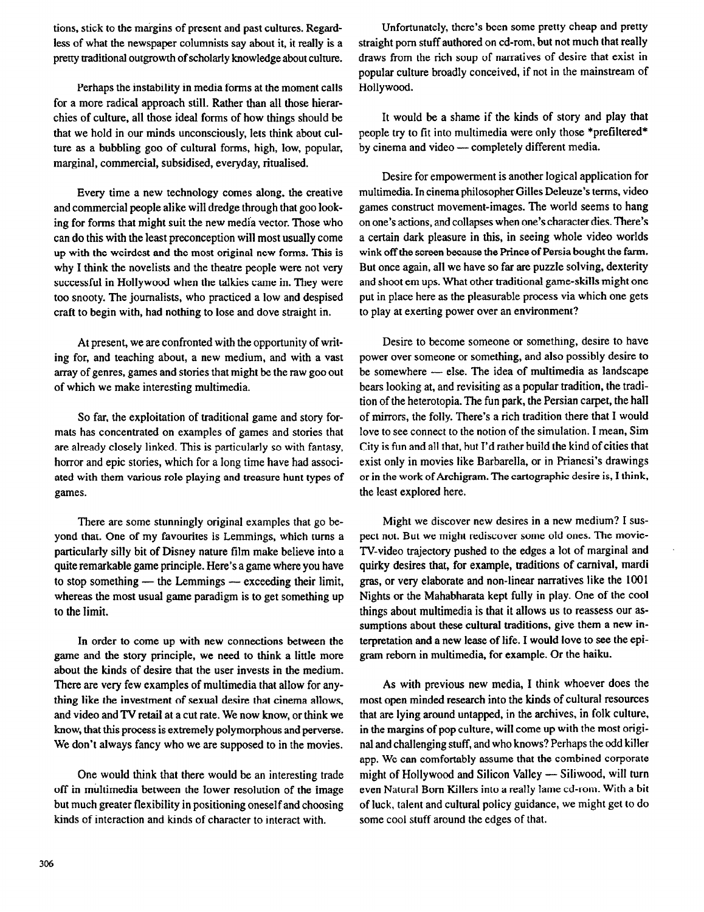tions, stick to the margins of present and past cultures. Regardless of what the newspaper columnists say about it, it really is a pretty traditional outgrowth of scholarly knowledge about culture.

Perhaps the instability in media forms at the moment calls for a more radical approach still. Rather than all those hierarchies of culture, all those ideal forms of how things should be that we hold in our minds unconsciously, lets think about culture as a bubbling goo of cultural forms, high, low, popular, marginal, commercial, subsidised, everyday, ritualised.

Every time a new technology comes along, the creative and commercial people alike will dredge through that goo looking for forms that might suit the new media vector. Those who can do this with the least preconception will most usually come up with the weirdest and the most original new forms. This is why I think the novelists and the theatre people were not very successful in Hollywood when the talkies came in. They were too snooty. The journalists, who practiced a low and despised craft to begin with, had nothing to lose and dove straight in.

At present, we are confronted with the opportunity of writing for, and teaching about, a new medium, and with a vast array of genres, games and stories that might be the raw goo out of which we make interesting multimedia.

So far, the exploitation of traditional game and story formats has concentrated on examples of games and stories that are already closely linked. This is particularly so with fantasy, horror and epic stories, which for a long time have had associated with them various role playing and treasure hunt types of games.

There are some stunningly original examples that go beyond that. One of my favourites is Lemmings, which turns a particularly silly bit of Disney nature film make believe into a quite remarkable game principle. Here's a game where you have to stop something — the Lemmings — exceeding their limit, whereas the most usual game paradigm is to get something up to the limit.

In order to come up with new connections between the game and the story principle, we need to think a little more about the kinds of desire that the user invests in the medium. There are very few examples of multimedia that allow for anything like the investment of sexual desire that cinema allows, and video and TV retail at a cut rate. We now know, or think we know, that this process is extremely polymorphous and perverse. We don't always fancy who we are supposed to in the movies.

One would think that there would be an interesting trade off in multimedia between the lower resolution of the image but much greater flexibility in positioning oneself and choosing kinds of interaction and kinds of character to interact with.

Unfortunately, there's been some pretty cheap and pretty straight porn stuff authored on cd-rom, but not much that really draws from the rich soup of narratives of desire that exist in popular culture broadly conceived, if not in the mainstream of Hollywood.

It would be a shame if the kinds of story and play that people try to fit into multimedia were only those *prefiltered* by cinema and video — completely different media.

Desire for empowerment is another logical application for multimedia. In cinema philosopher Gilles Deleuze's terms, video games construct movement-images. The world seems to hang on one's actions, and collapses when one's character dies. There's a certain dark pleasure in this, in seeing whole video worlds wink off the screen because the Prince of Persia bought the farm. But once again, all we have so far are puzzle solving, dexterity and shoot em ups. What other traditional game-skills might one put in place here as the pleasurable process via which one gets to play at exerting power over an environment?

Desire to become someone or something, desire to have power over someone or something, and also possibly desire to be somewhere — else. The idea of multimedia as landscape bears looking at, and revisiting as a popular tradition, the tradition of the heterotopia. The fun park, the Persian carpet, the hall of mirrors, the folly. There's a rich tradition there that I would love to see connect to the notion of the simulation. I mean, Sim City is fun and all that, but I'd rather build the kind of cities that exist only in movies like Barbarella, or in Prianesi's drawings or in the work of Archigram. The cartographic desire is, I think, the least explored here.

Might we discover new desires in a new medium? I suspect not. But we might rediscover some old ones. The movie-TV-video trajectory pushed to the edges a lot of marginal and quirky desires that, for example, traditions of carnival, mardi gras, or very elaborate and non-linear narratives like the 1001 Nights or the Mahabharata kept fully in play. One of the cool things about multimedia is that it allows us to reassess our assumptions about these cultural traditions, give them a new interpretation and a new lease of life. I would love to see the epigram reborn in multimedia, for example. Or the haiku.

As with previous new media, I think whoever does the most open minded research into the kinds of cultural resources that are lying around untapped, in the archives, in folk culture, in the margins of pop culture, will come up with the most original and challenging stuff, and who knows? Perhaps the odd killer app. We can comfortably assume that the combined corporate might of Hollywood and Silicon Valley — Siliwood, will turn even Natural Born Killers into a really lame cd-rom. With a bit of luck, talent and cultural policy guidance, we might get to do some cool stuff around the edges of that.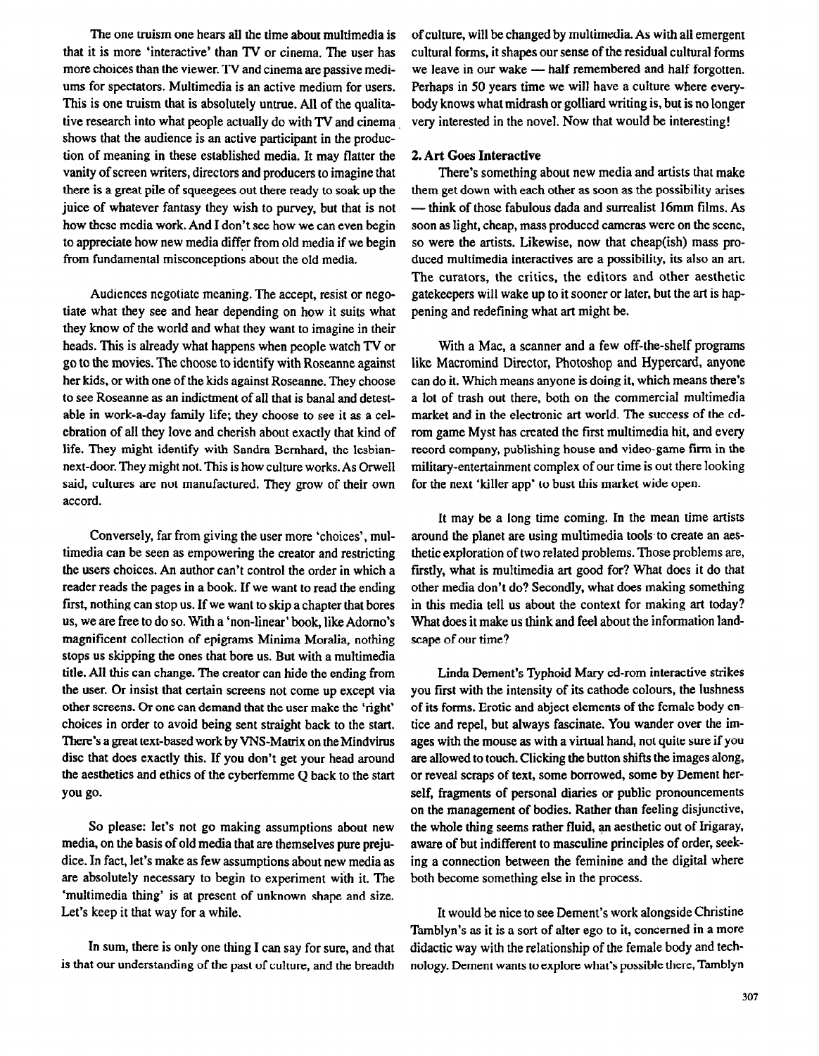The one truism one hears all the time about multimedia is that it is more 'interactive' than TV or cinema. The user has more choices than the viewer. TV and cinema are passive mediums for spectators. Multimedia is an active medium for users. This is one truism that is absolutely untrue. All of the qualitative research into what people actually do with TV and cinema shows that the audience is an active participant in the production of meaning in these established media. It may flatter the vanity of screen writers, directors and producers to imagine that there is a great pile of squeegees out there ready to soak up the juice of whatever fantasy they wish to purvey, but that is not how these media work. And I don't see how we can even begin to appreciate how new media differ from old media if we begin from fundamental misconceptions about the old media.

Audiences negotiate meaning. The accept, resist or negotiate what they see and hear depending on how it suits what they know of the world and what they want to imagine in their heads. This is already what happens when people watch TV or go to the movies. The choose to identify with Roseanne against her kids, or with one of the kids against Roseanne. They choose to see Roseanne as an indictment of all that is banal and detestable in work-a-day family life; they choose to see it as a celebration of all they love and cherish about exactly that kind of life. They might identify with Sandra Bernhard, the lesbian-next-door. They might not. This is how culture works. As Orwell said, cultures are not manufactured. They grow of their own accord.

Conversely, far from giving the user more 'choices', multimedia can be seen as empowering the creator and restricting the users choices. An author can't control the order in which a reader reads the pages in a book. If we want to read the ending first, nothing can stop us. If we want to skip a chapter that bores us, we are free to do so. With a 'non-linear' book, like Adorno's magnificent collection of epigrams Minima Moralia, nothing stops us skipping the ones that bore us. But with a multimedia title. All this can change. The creator can hide the ending from the user. Or insist that certain screens not come up except via other screens. Or one can demand that the user make the 'right' choices in order to avoid being sent straight back to the start. There's a great text-based work by VNS-Matrix on the Mindvirus disc that does exactly this. If you don't get your head around the aesthetics and ethics of the cyberfemme Q back to the start you go.

So please: let's not go making assumptions about new media, on the basis of old media that are themselves pure prejudice. In fact, let's make as few assumptions about new media as are absolutely necessary to begin to experiment with it. The 'multimedia thing' is at present of unknown shape and size. Let's keep it that way for a while.

In sum, there is only one thing I can say for sure, and that is that our understanding of the past of culture, and the breadth of culture, will be changed by multimedia. As with all emergent cultural forms, it shapes our sense of the residual cultural forms we leave in our wake — half remembered and half forgotten. Perhaps in 50 years time we will have a culture where everybody knows what midrash or golliard writing is, but is no longer very interested in the novel. Now that would be interesting!

## 2. Art Goes Interactive

There's something about new media and artists that make them get down with each other as soon as the possibility arises — think of those fabulous dada and surrealist 16mm films. As soon as light, cheap, mass produced cameras were on the scene, so were the artists. Likewise, now that cheap(ish) mass produced multimedia interactives are a possibility, its also an art. The curators, the critics, the editors and other aesthetic gatekeepers will wake up to it sooner or later, but the art is happening and redefining what art might be.

With a Mac, a scanner and a few off-the-shelf programs like Macromind Director, Photoshop and Hypercard, anyone can do it. Which means anyone is doing it, which means there's a lot of trash out there, both on the commercial multimedia market and in the electronic art world. The success of the cd-rom game Myst has created the first multimedia hit, and every record company, publishing house and video-game firm in the military-entertainment complex of our time is out there looking for the next 'killer app' to bust this market wide open.

It may be a long time coming. In the mean time artists around the planet are using multimedia tools to create an aesthetic exploration of two related problems. Those problems are, firstly, what is multimedia art good for? What does it do that other media don't do? Secondly, what does making something in this media tell us about the context for making art today? What does it make us think and feel about the information landscape of our time?

Linda Dement's Typhoid Mary cd-rom interactive strikes you first with the intensity of its cathode colours, the lushness of its forms. Erotic and abject elements of the female body entice and repel, but always fascinate. You wander over the images with the mouse as with a virtual hand, not quite sure if you are allowed to touch. Clicking the button shifts the images along, or reveal scraps of text, some borrowed, some by Dement herself, fragments of personal diaries or public pronouncements on the management of bodies. Rather than feeling disjunctive, the whole thing seems rather fluid, an aesthetic out of Irigaray, aware of but indifferent to masculine principles of order, seeking a connection between the feminine and the digital where both become something else in the process.

It would be nice to see Dement's work alongside Christine Tamblyn's as it is a sort of alter ego to it, concerned in a more didactic way with the relationship of the female body and technology. Dement wants to explore what's possible there, Tamblyn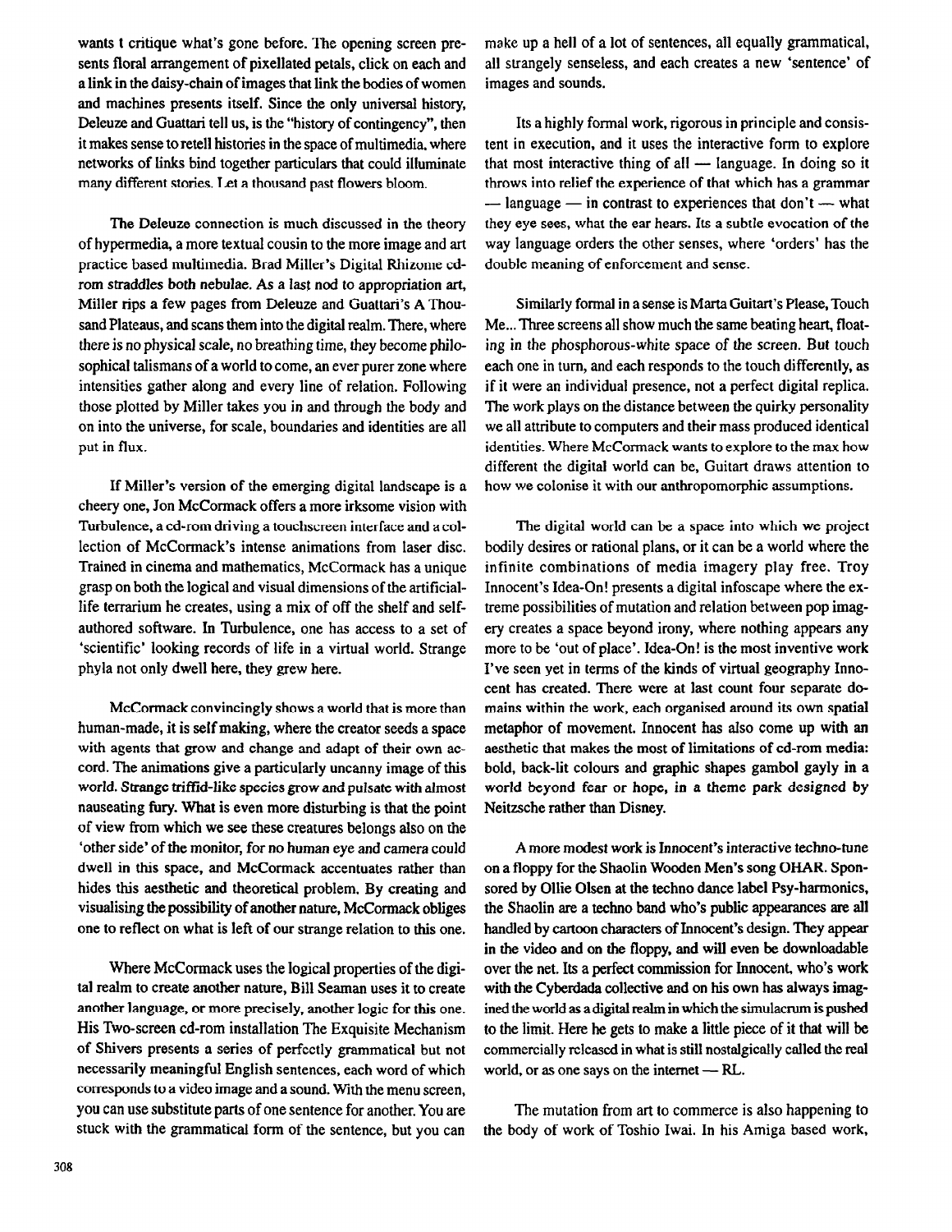wants t critique what's gone before. The opening screen presents floral arrangement of pixellated petals, click on each and a link in the daisy-chain of images that link the bodies of women and machines presents itself. Since the only universal history, Deleuze and Guattari tell us, is the "history of contingency", then it makes sense to retell histories in the space of multimedia, where networks of links bind together particulars that could illuminate many different stories. Let a thousand past flowers bloom.

The Deleuze connection is much discussed in the theory of hypermedia, a more textual cousin to the more image and art practice based multimedia. Brad Miller's Digital Rhizome cd-rom straddles both nebulae. As a last nod to appropriation art, Miller rips a few pages from Deleuze and Guattari's A Thousand Plateaus, and scans them into the digital realm. There, where there is no physical scale, no breathing time, they become philosophical talismans of a world to come, an ever purer zone where intensities gather along and every line of relation. Following those plotted by Miller takes you in and through the body and on into the universe, for scale, boundaries and identities are all put in flux.

If Miller's version of the emerging digital landscape is a cheery one, Jon McCormack offers a more irksome vision with Turbulence, a cd-rom driving a touchscreen interface and a collection of McCormack's intense animations from laser disc. Trained in cinema and mathematics, McCormack has a unique grasp on both the logical and visual dimensions of the artificial-life terrarium he creates, using a mix of off the shelf and self-authored software. In Turbulence, one has access to a set of 'scientific' looking records of life in a virtual world. Strange phyla not only dwell here, they grew here.

McCormack convincingly shows a world that is more than human-made, it is self making, where the creator seeds a space with agents that grow and change and adapt of their own accord. The animations give a particularly uncanny image of this world. Strange triffid-like species grow and pulsate with almost nauseating fury. What is even more disturbing is that the point of view from which we see these creatures belongs also on the 'other side' of the monitor, for no human eye and camera could dwell in this space, and McCormack accentuates rather than hides this aesthetic and theoretical problem. By creating and visualising the possibility of another nature, McCormack obliges one to reflect on what is left of our strange relation to this one.

Where McCormack uses the logical properties of the digital realm to create another nature, Bill Seaman uses it to create another language, or more precisely, another logic for this one. His Two-screen cd-rom installation The Exquisite Mechanism of Shivers presents a series of perfectly grammatical but not necessarily meaningful English sentences, each word of which corresponds to a video image and a sound. With the menu screen, you can use substitute parts of one sentence for another. You are stuck with the grammatical form of the sentence, but you can make up a hell of a lot of sentences, all equally grammatical, all strangely senseless, and each creates a new 'sentence' of images and sounds.

Its a highly formal work, rigorous in principle and consistent in execution, and it uses the interactive form to explore that most interactive thing of all — language. In doing so it throws into relief the experience of that which has a grammar — language — in contrast to experiences that don't — what they eye sees, what the ear hears. Its a subtle evocation of the way language orders the other senses, where 'orders' has the double meaning of enforcement and sense.

Similarly formal in a sense is Marta Guitart's Please, Touch Me... Three screens all show much the same beating heart, floating in the phosphorous-white space of the screen. But touch each one in turn, and each responds to the touch differently, as if it were an individual presence, not a perfect digital replica. The work plays on the distance between the quirky personality we all attribute to computers and their mass produced identical identities. Where McCormack wants to explore to the max how different the digital world can be, Guitart draws attention to how we colonise it with our anthropomorphic assumptions.

The digital world can be a space into which we project bodily desires or rational plans, or it can be a world where the infinite combinations of media imagery play free. Troy Innocent's Idea-On! presents a digital infoscape where the extreme possibilities of mutation and relation between pop imagery creates a space beyond irony, where nothing appears any more to be 'out of place'. Idea-On! is the most inventive work I've seen yet in terms of the kinds of virtual geography Innocent has created. There were at last count four separate domains within the work, each organised around its own spatial metaphor of movement. Innocent has also come up with an aesthetic that makes the most of limitations of cd-rom media: bold, back-lit colours and graphic shapes gambol gayly in a world beyond fear or hope, in a theme park designed by Neitzsche rather than Disney.

A more modest work is Innocent's interactive techno-tune on a floppy for the Shaolin Wooden Men's song OHAR. Sponsored by Ollie Olsen at the techno dance label Psy-harmonics, the Shaolin are a techno band who's public appearances are all handled by cartoon characters of Innocent's design. They appear in the video and on the floppy, and will even be downloadable over the net. Its a perfect commission for Innocent, who's work with the Cyberdada collective and on his own has always imagined the world as a digital realm in which the simulacrum is pushed to the limit. Here he gets to make a little piece of it that will be commercially released in what is still nostalgically called the real world, or as one says on the internet — RL.

The mutation from art to commerce is also happening to the body of work of Toshio Iwai. In his Amiga based work,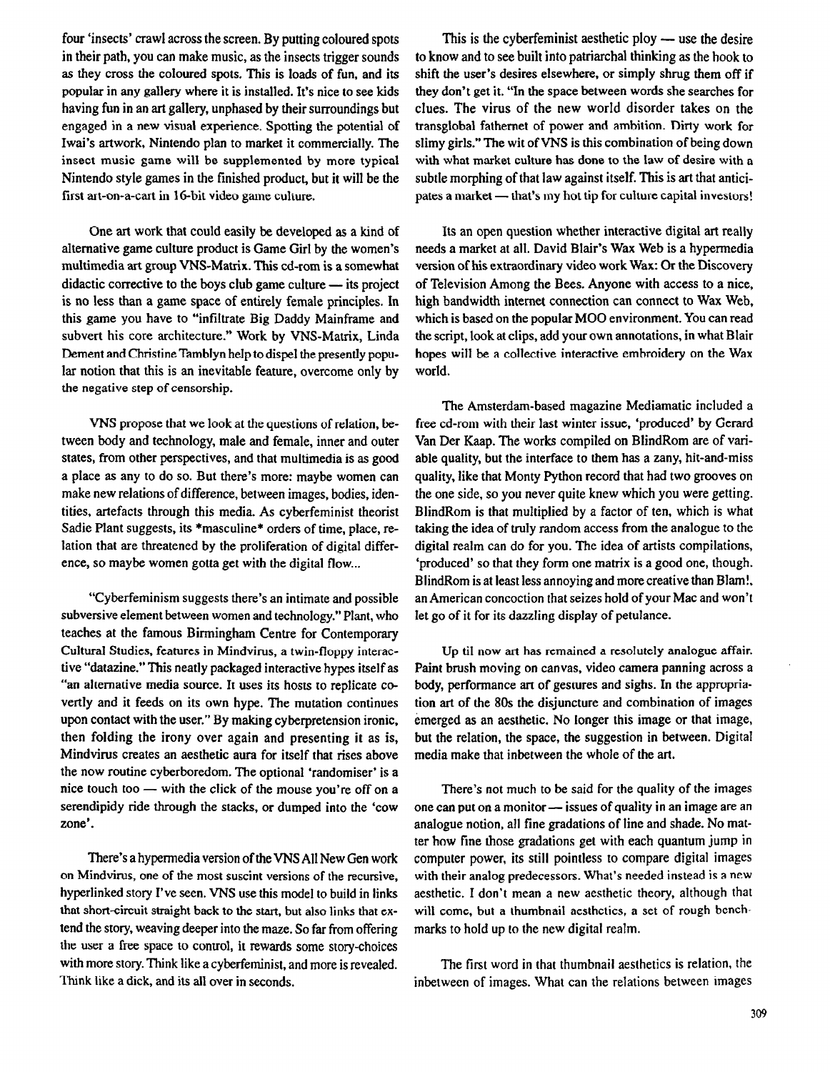four 'insects' crawl across the screen. By putting coloured spots in their path, you can make music, as the insects trigger sounds as they cross the coloured spots. This is loads of fun, and its popular in any gallery where it is installed. It's nice to see kids having fun in an art gallery, unphased by their surroundings but engaged in a new visual experience. Spotting the potential of Iwai's artwork, Nintendo plan to market it commercially. The insect music game will be supplemented by more typical Nintendo style games in the finished product, but it will be the first art-on-a-cart in 16-bit video game culture.

One art work that could easily be developed as a kind of alternative game culture product is Game Girl by the women's multimedia art group VNS-Matrix. This cd-rom is a somewhat didactic corrective to the boys club game culture — its project is no less than a game space of entirely female principles. In this game you have to "infiltrate Big Daddy Mainframe and subvert his core architecture." Work by VNS-Matrix, Linda Dement and Christine Tamblyn help to dispel the presently popular notion that this is an inevitable feature, overcome only by the negative step of censorship.

VNS propose that we look at the questions of relation, between body and technology, male and female, inner and outer states, from other perspectives, and that multimedia is as good a place as any to do so. But there's more: maybe women can make new relations of difference, between images, bodies, identities, artefacts through this media. As cyberfeminist theorist Sadie Plant suggests, its *masculine* orders of time, place, relation that are threatened by the proliferation of digital difference, so maybe women gotta get with the digital flow...

"Cyberfeminism suggests there's an intimate and possible subversive element between women and technology." Plant, who teaches at the famous Birmingham Centre for Contemporary Cultural Studies, features in Mindvirus, a twin-floppy interactive "datazine." This neatly packaged interactive hypes itself as "an alternative media source. It uses its hosts to replicate covertly and it feeds on its own hype. The mutation continues upon contact with the user." By making cyberpretension ironic, then folding the irony over again and presenting it as is, Mindvirus creates an aesthetic aura for itself that rises above the now routine cyberboredom. The optional 'randomiser' is a nice touch too — with the click of the mouse you're off on a serendipidy ride through the stacks, or dumped into the 'cow zone'.

There's a hypermedia version of the VNS All New Gen work on Mindvirus, one of the most suscint versions of the recursive, hyperlinked story I've seen. VNS use this model to build in links that short-circuit straight back to the start, but also links that extend the story, weaving deeper into the maze. So far from offering the user a free space to control, it rewards some story-choices with more story. Think like a cyberfeminist, and more is revealed. Think like a dick, and its all over in seconds.

This is the cyberfeminist aesthetic ploy — use the desire to know and to see built into patriarchal thinking as the hook to shift the user's desires elsewhere, or simply shrug them off if they don't get it. "In the space between words she searches for clues. The virus of the new world disorder takes on the transglobal fathernet of power and ambition. Dirty work for slimy girls." The wit of VNS is this combination of being down with what market culture has done to the law of desire with a subtle morphing of that law against itself. This is art that anticipates a market — that's my hot tip for culture capital investors!

Its an open question whether interactive digital art really needs a market at all. David Blair's Wax Web is a hypermedia version of his extraordinary video work Wax: Or the Discovery of Television Among the Bees. Anyone with access to a nice, high bandwidth internet connection can connect to Wax Web, which is based on the popular MOO environment. You can read the script, look at clips, add your own annotations, in what Blair hopes will be a collective interactive embroidery on the Wax world.

The Amsterdam-based magazine Mediamatic included a free cd-rom with their last winter issue, 'produced' by Gerard Van Der Kaap. The works compiled on BlindRom are of variable quality, but the interface to them has a zany, hit-and-miss quality, like that Monty Python record that had two grooves on the one side, so you never quite knew which you were getting. BlindRom is that multiplied by a factor of ten, which is what taking the idea of truly random access from the analogue to the digital realm can do for you. The idea of artists compilations, 'produced' so that they form one matrix is a good one, though. BlindRom is at least less annoying and more creative than Blam!, an American concoction that seizes hold of your Mac and won't let go of it for its dazzling display of petulance.

Up til now art has remained a resolutely analogue affair. Paint brush moving on canvas, video camera panning across a body, performance art of gestures and sighs. In the appropriation art of the 80s the disjuncture and combination of images emerged as an aesthetic. No longer this image or that image, but the relation, the space, the suggestion in between. Digital media make that inbetween the whole of the art.

There's not much to be said for the quality of the images one can put on a monitor — issues of quality in an image are an analogue notion, all fine gradations of line and shade. No matter how fine those gradations get with each quantum jump in computer power, its still pointless to compare digital images with their analog predecessors. What's needed instead is a new aesthetic. I don't mean a new aesthetic theory, although that will come, but a thumbnail aesthetics, a set of rough benchmarks to hold up to the new digital realm.

The first word in that thumbnail aesthetics is relation, the inbetween of images. What can the relations between images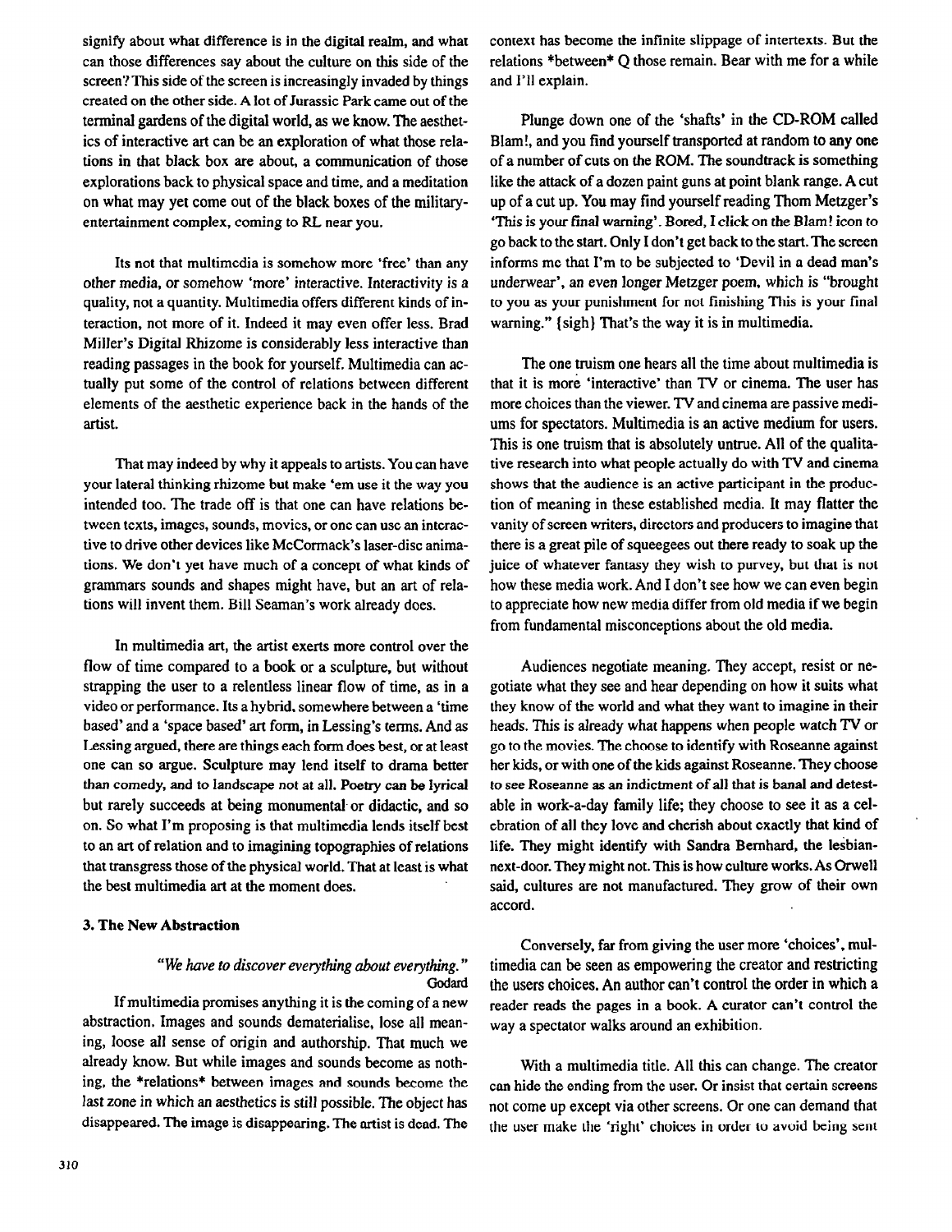signify about what difference is in the digital realm, and what can those differences say about the culture on this side of the screen? This side of the screen is increasingly invaded by things created on the other side. A lot of Jurassic Park came out of the terminal gardens of the digital world, as we know. The aesthetics of interactive art can be an exploration of what those relations in that black box are about, a communication of those explorations back to physical space and time, and a meditation on what may yet come out of the black boxes of the military-entertainment complex, coming to RL near you.

Its not that multimedia is somehow more 'free' than any other media, or somehow 'more' interactive. Interactivity is a quality, not a quantity. Multimedia offers different kinds of interaction, not more of it. Indeed it may even offer less. Brad Miller's Digital Rhizome is considerably less interactive than reading passages in the book for yourself. Multimedia can actually put some of the control of relations between different elements of the aesthetic experience back in the hands of the artist.

That may indeed by why it appeals to artists. You can have your lateral thinking rhizome but make 'em use it the way you intended too. The trade off is that one can have relations between texts, images, sounds, movies, or one can use an interactive to drive other devices like McCormack's laser-disc animations. We don't yet have much of a concept of what kinds of grammars sounds and shapes might have, but an art of relations will invent them. Bill Seaman's work already does.

In multimedia art, the artist exerts more control over the flow of time compared to a book or a sculpture, but without strapping the user to a relentless linear flow of time, as in a video or performance. Its a hybrid, somewhere between a 'time based' and a 'space based' art form, in Lessing's terms. And as Lessing argued, there are things each form does best, or at least one can so argue. Sculpture may lend itself to drama better than comedy, and to landscape not at all. Poetry can be lyrical but rarely succeeds at being monumental or didactic, and so on. So what I'm proposing is that multimedia lends itself best to an art of relation and to imagining topographies of relations that transgress those of the physical world. That at least is what the best multimedia art at the moment does.

### 3. The New Abstraction

> *"We have to discover everything about everything."*
> Godard

If multimedia promises anything it is the coming of a new abstraction. Images and sounds dematerialise, lose all meaning, loose all sense of origin and authorship. That much we already know. But while images and sounds become as nothing, the *relations* between images and sounds become the last zone in which an aesthetics is still possible. The object has disappeared. The image is disappearing. The artist is dead. The context has become the infinite slippage of intertexts. But the relations *between* Q those remain. Bear with me for a while and I'll explain.

Plunge down one of the 'shafts' in the CD-ROM called Blam!, and you find yourself transported at random to any one of a number of cuts on the ROM. The soundtrack is something like the attack of a dozen paint guns at point blank range. A cut up of a cut up. You may find yourself reading Thom Metzger's 'This is your final warning'. Bored, I click on the Blam! icon to go back to the start. Only I don't get back to the start. The screen informs me that I'm to be subjected to 'Devil in a dead man's underwear', an even longer Metzger poem, which is "brought to you as your punishment for not finishing This is your final warning." {sigh} That's the way it is in multimedia.

The one truism one hears all the time about multimedia is that it is more 'interactive' than TV or cinema. The user has more choices than the viewer. TV and cinema are passive mediums for spectators. Multimedia is an active medium for users. This is one truism that is absolutely untrue. All of the qualitative research into what people actually do with TV and cinema shows that the audience is an active participant in the production of meaning in these established media. It may flatter the vanity of screen writers, directors and producers to imagine that there is a great pile of squeegees out there ready to soak up the juice of whatever fantasy they wish to purvey, but that is not how these media work. And I don't see how we can even begin to appreciate how new media differ from old media if we begin from fundamental misconceptions about the old media.

Audiences negotiate meaning. They accept, resist or negotiate what they see and hear depending on how it suits what they know of the world and what they want to imagine in their heads. This is already what happens when people watch TV or go to the movies. The choose to identify with Roseanne against her kids, or with one of the kids against Roseanne. They choose to see Roseanne as an indictment of all that is banal and detestable in work-a-day family life; they choose to see it as a celebration of all they love and cherish about exactly that kind of life. They might identify with Sandra Bernhard, the lesbian-next-door. They might not. This is how culture works. As Orwell said, cultures are not manufactured. They grow of their own accord.

Conversely, far from giving the user more 'choices', multimedia can be seen as empowering the creator and restricting the users choices. An author can't control the order in which a reader reads the pages in a book. A curator can't control the way a spectator walks around an exhibition.

With a multimedia title. All this can change. The creator can hide the ending from the user. Or insist that certain screens not come up except via other screens. Or one can demand that the user make the 'right' choices in order to avoid being sent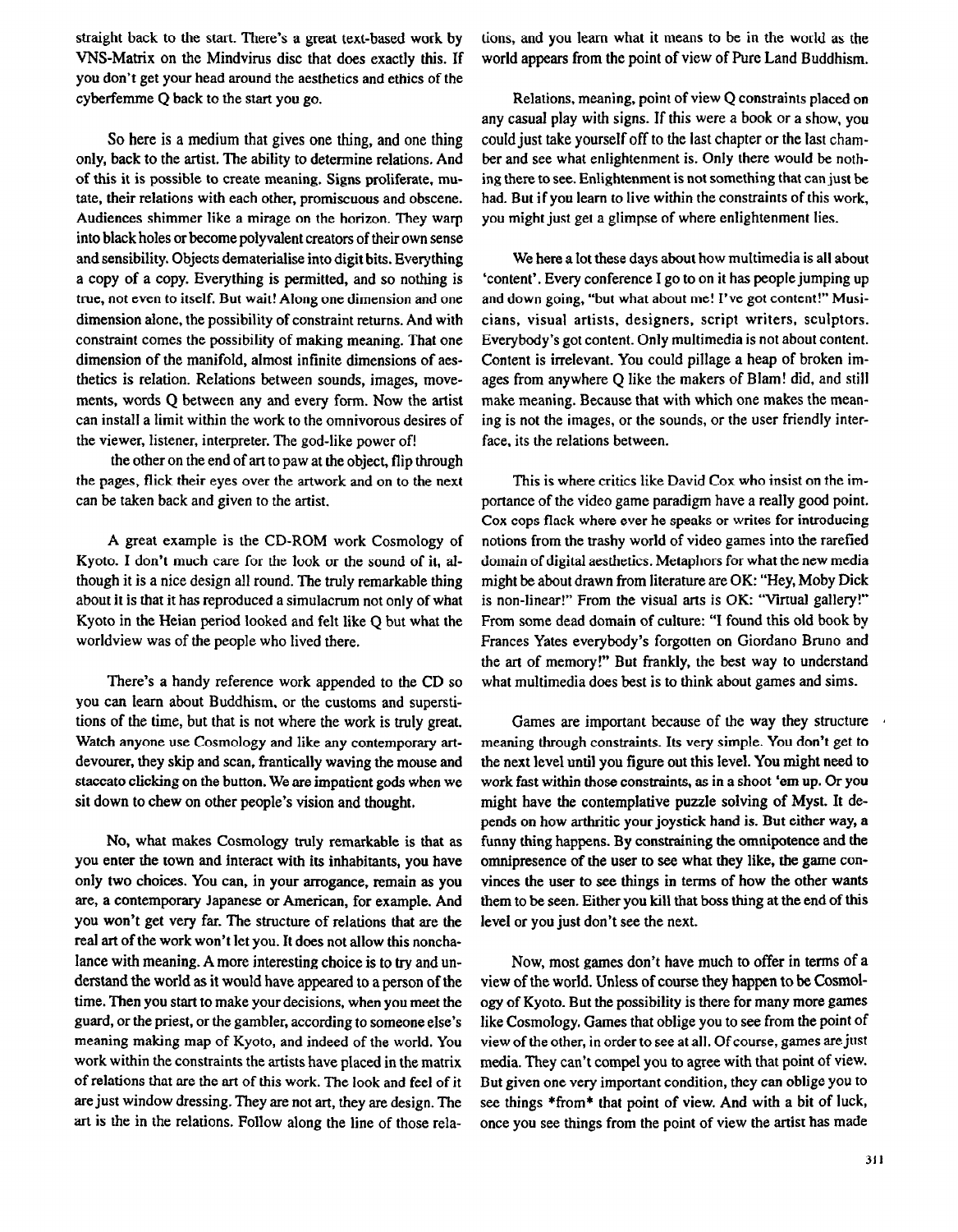straight back to the start. There's a great text-based work by VNS-Matrix on the Mindvirus disc that does exactly this. If you don't get your head around the aesthetics and ethics of the cyberfemme Q back to the start you go.

So here is a medium that gives one thing, and one thing only, back to the artist. The ability to determine relations. And of this it is possible to create meaning. Signs proliferate, mutate, their relations with each other, promiscuous and obscene. Audiences shimmer like a mirage on the horizon. They warp into black holes or become polyvalent creators of their own sense and sensibility. Objects dematerialise into digit bits. Everything a copy of a copy. Everything is permitted, and so nothing is true, not even to itself. But wait! Along one dimension and one dimension alone, the possibility of constraint returns. And with constraint comes the possibility of making meaning. That one dimension of the manifold, almost infinite dimensions of aesthetics is relation. Relations between sounds, images, movements, words Q between any and every form. Now the artist can install a limit within the work to the omnivorous desires of the viewer, listener, interpreter. The god-like power of!

the other on the end of art to paw at the object, flip through the pages, flick their eyes over the artwork and on to the next can be taken back and given to the artist.

A great example is the CD-ROM work Cosmology of Kyoto. I don't much care for the look or the sound of it, although it is a nice design all round. The truly remarkable thing about it is that it has reproduced a simulacrum not only of what Kyoto in the Heian period looked and felt like Q but what the worldview was of the people who lived there.

There's a handy reference work appended to the CD so you can learn about Buddhism, or the customs and superstitions of the time, but that is not where the work is truly great. Watch anyone use Cosmology and like any contemporary art-devourer, they skip and scan, frantically waving the mouse and staccato clicking on the button. We are impatient gods when we sit down to chew on other people's vision and thought.

No, what makes Cosmology truly remarkable is that as you enter the town and interact with its inhabitants, you have only two choices. You can, in your arrogance, remain as you are, a contemporary Japanese or American, for example. And you won't get very far. The structure of relations that are the real art of the work won't let you. It does not allow this nonchalance with meaning. A more interesting choice is to try and understand the world as it would have appeared to a person of the time. Then you start to make your decisions, when you meet the guard, or the priest, or the gambler, according to someone else's meaning making map of Kyoto, and indeed of the world. You work within the constraints the artists have placed in the matrix of relations that are the art of this work. The look and feel of it are just window dressing. They are not art, they are design. The art is the in the relations. Follow along the line of those relations, and you learn what it means to be in the world as the world appears from the point of view of Pure Land Buddhism.

Relations, meaning, point of view Q constraints placed on any casual play with signs. If this were a book or a show, you could just take yourself off to the last chapter or the last chamber and see what enlightenment is. Only there would be nothing there to see. Enlightenment is not something that can just be had. But if you learn to live within the constraints of this work, you might just get a glimpse of where enlightenment lies.

We here a lot these days about how multimedia is all about 'content'. Every conference I go to on it has people jumping up and down going, "but what about me! I've got content!" Musicians, visual artists, designers, script writers, sculptors. Everybody's got content. Only multimedia is not about content. Content is irrelevant. You could pillage a heap of broken images from anywhere Q like the makers of Blam! did, and still make meaning. Because that with which one makes the meaning is not the images, or the sounds, or the user friendly interface, its the relations between.

This is where critics like David Cox who insist on the importance of the video game paradigm have a really good point. Cox cops flack where ever he speaks or writes for introducing notions from the trashy world of video games into the rarefied domain of digital aesthetics. Metaphors for what the new media might be about drawn from literature are OK: "Hey, Moby Dick is non-linear!" From the visual arts is OK: "Virtual gallery!" From some dead domain of culture: "I found this old book by Frances Yates everybody's forgotten on Giordano Bruno and the art of memory!" But frankly, the best way to understand what multimedia does best is to think about games and sims.

Games are important because of the way they structure meaning through constraints. Its very simple. You don't get to the next level until you figure out this level. You might need to work fast within those constraints, as in a shoot 'em up. Or you might have the contemplative puzzle solving of Myst. It depends on how arthritic your joystick hand is. But either way, a funny thing happens. By constraining the omnipotence and the omnipresence of the user to see what they like, the game convinces the user to see things in terms of how the other wants them to be seen. Either you kill that boss thing at the end of this level or you just don't see the next.

Now, most games don't have much to offer in terms of a view of the world. Unless of course they happen to be Cosmology of Kyoto. But the possibility is there for many more games like Cosmology. Games that oblige you to see from the point of view of the other, in order to see at all. Of course, games are just media. They can't compel you to agree with that point of view. But given one very important condition, they can oblige you to see things *from* that point of view. And with a bit of luck, once you see things from the point of view the artist has made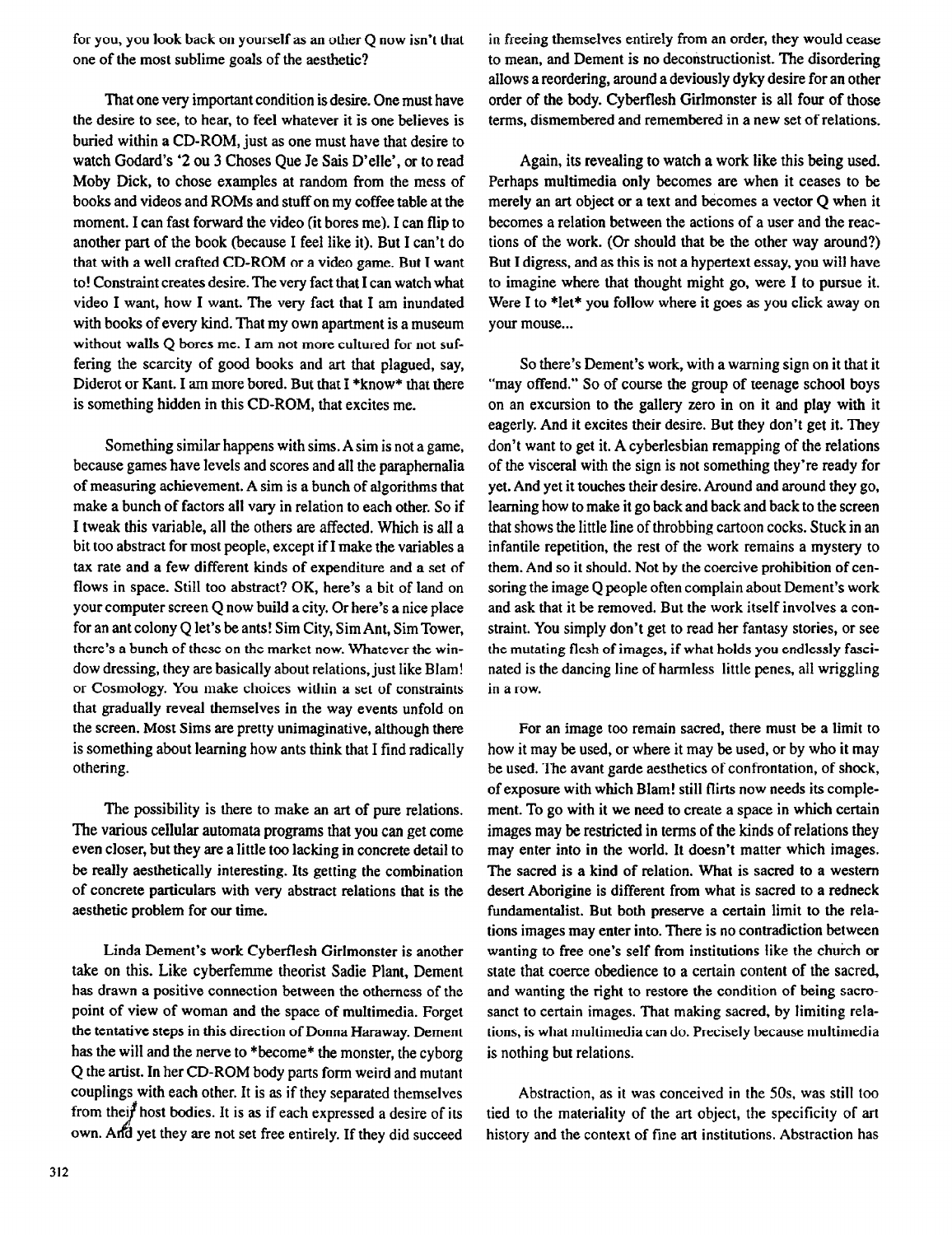for you, you look back on yourself as an other Q now isn't that one of the most sublime goals of the aesthetic?

That one very important condition is desire. One must have the desire to see, to hear, to feel whatever it is one believes is buried within a CD-ROM, just as one must have that desire to watch Godard's '2 ou 3 Choses Que Je Sais D'elle', or to read Moby Dick, to chose examples at random from the mess of books and videos and ROMs and stuff on my coffee table at the moment. I can fast forward the video (it bores me). I can flip to another part of the book (because I feel like it). But I can't do that with a well crafted CD-ROM or a video game. But I want to! Constraint creates desire. The very fact that I can watch what video I want, how I want. The very fact that I am inundated with books of every kind. That my own apartment is a museum without walls Q bores me. I am not more cultured for not suffering the scarcity of good books and art that plagued, say, Diderot or Kant. I am more bored. But that I *know* that there is something hidden in this CD-ROM, that excites me.

Something similar happens with sims. A sim is not a game, because games have levels and scores and all the paraphernalia of measuring achievement. A sim is a bunch of algorithms that make a bunch of factors all vary in relation to each other. So if I tweak this variable, all the others are affected. Which is all a bit too abstract for most people, except if I make the variables a tax rate and a few different kinds of expenditure and a set of flows in space. Still too abstract? OK, here's a bit of land on your computer screen Q now build a city. Or here's a nice place for an ant colony Q let's be ants! Sim City, Sim Ant, Sim Tower, there's a bunch of these on the market now. Whatever the window dressing, they are basically about relations, just like Blam! or Cosmology. You make choices within a set of constraints that gradually reveal themselves in the way events unfold on the screen. Most Sims are pretty unimaginative, although there is something about learning how ants think that I find radically othering.

The possibility is there to make an art of pure relations. The various cellular automata programs that you can get come even closer, but they are a little too lacking in concrete detail to be really aesthetically interesting. Its getting the combination of concrete particulars with very abstract relations that is the aesthetic problem for our time.

Linda Dement's work Cyberflesh Girlmonster is another take on this. Like cyberfemme theorist Sadie Plant, Dement has drawn a positive connection between the otherness of the point of view of woman and the space of multimedia. Forget the tentative steps in this direction of Donna Haraway. Dement has the will and the nerve to *become* the monster, the cyborg Q the artist. In her CD-ROM body parts form weird and mutant couplings with each other. It is as if they separated themselves from their host bodies. It is as if each expressed a desire of its own. And yet they are not set free entirely. If they did succeed in freeing themselves entirely from an order, they would cease to mean, and Dement is no deconstructionist. The disordering allows a reordering, around a deviously dyky desire for an other order of the body. Cyberflesh Girlmonster is all four of those terms, dismembered and remembered in a new set of relations.

Again, its revealing to watch a work like this being used. Perhaps multimedia only becomes are when it ceases to be merely an art object or a text and becomes a vector Q when it becomes a relation between the actions of a user and the reactions of the work. (Or should that be the other way around?) But I digress, and as this is not a hypertext essay, you will have to imagine where that thought might go, were I to pursue it. Were I to *let* you follow where it goes as you click away on your mouse...

So there's Dement's work, with a warning sign on it that it "may offend." So of course the group of teenage school boys on an excursion to the gallery zero in on it and play with it eagerly. And it excites their desire. But they don't get it. They don't want to get it. A cyberlesbian remapping of the relations of the visceral with the sign is not something they're ready for yet. And yet it touches their desire. Around and around they go, learning how to make it go back and back and back to the screen that shows the little line of throbbing cartoon cocks. Stuck in an infantile repetition, the rest of the work remains a mystery to them. And so it should. Not by the coercive prohibition of censoring the image Q people often complain about Dement's work and ask that it be removed. But the work itself involves a constraint. You simply don't get to read her fantasy stories, or see the mutating flesh of images, if what holds you endlessly fascinated is the dancing line of harmless little penes, all wriggling in a row.

For an image too remain sacred, there must be a limit to how it may be used, or where it may be used, or by who it may be used. The avant garde aesthetics of confrontation, of shock, of exposure with which Blam! still flirts now needs its complement. To go with it we need to create a space in which certain images may be restricted in terms of the kinds of relations they may enter into in the world. It doesn't matter which images. The sacred is a kind of relation. What is sacred to a western desert Aborigine is different from what is sacred to a redneck fundamentalist. But both preserve a certain limit to the relations images may enter into. There is no contradiction between wanting to free one's self from institutions like the church or state that coerce obedience to a certain content of the sacred, and wanting the right to restore the condition of being sacrosanct to certain images. That making sacred, by limiting relations, is what multimedia can do. Precisely because multimedia is nothing but relations.

Abstraction, as it was conceived in the 50s, was still too tied to the materiality of the art object, the specificity of art history and the context of fine art institutions. Abstraction has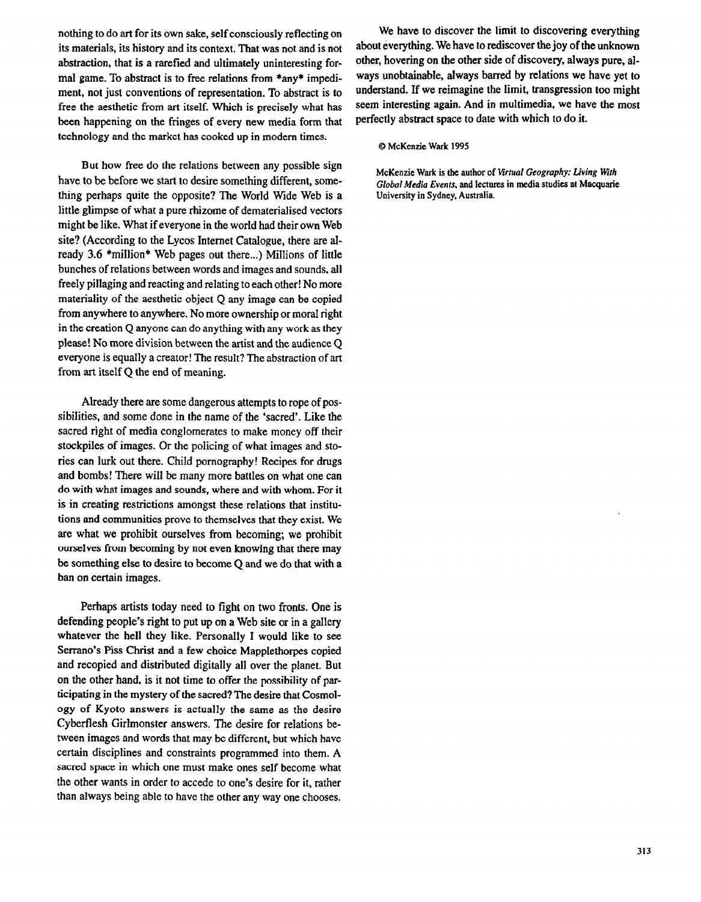nothing to do art for its own sake, self consciously reflecting on its materials, its history and its context. That was not and is not abstraction, that is a rarefied and ultimately uninteresting formal game. To abstract is to free relations from *any* impediment, not just conventions of representation. To abstract is to free the aesthetic from art itself. Which is precisely what has been happening on the fringes of every new media form that technology and the market has cooked up in modern times.

But how free do the relations between any possible sign have to be before we start to desire something different, something perhaps quite the opposite? The World Wide Web is a little glimpse of what a pure rhizome of dematerialised vectors might be like. What if everyone in the world had their own Web site? (According to the Lycos Internet Catalogue, there are already 3.6 *million* Web pages out there...) Millions of little bunches of relations between words and images and sounds, all freely pillaging and reacting and relating to each other! No more materiality of the aesthetic object Q any image can be copied from anywhere to anywhere. No more ownership or moral right in the creation Q anyone can do anything with any work as they please! No more division between the artist and the audience Q everyone is equally a creator! The result? The abstraction of art from art itself Q the end of meaning.

Already there are some dangerous attempts to rope of possibilities, and some done in the name of the 'sacred'. Like the sacred right of media conglomerates to make money off their stockpiles of images. Or the policing of what images and stories can lurk out there. Child pornography! Recipes for drugs and bombs! There will be many more battles on what one can do with what images and sounds, where and with whom. For it is in creating restrictions amongst these relations that institutions and communities prove to themselves that they exist. We are what we prohibit ourselves from becoming; we prohibit ourselves from becoming by not even knowing that there may be something else to desire to become Q and we do that with a ban on certain images.

Perhaps artists today need to fight on two fronts. One is defending people's right to put up on a Web site or in a gallery whatever the hell they like. Personally I would like to see Serrano's Piss Christ and a few choice Mapplethorpes copied and recopied and distributed digitally all over the planet. But on the other hand, is it not time to offer the possibility of participating in the mystery of the sacred? The desire that Cosmology of Kyoto answers is actually the same as the desire Cyberflesh Girlmonster answers. The desire for relations between images and words that may be different, but which have certain disciplines and constraints programmed into them. A sacred space in which one must make ones self become what the other wants in order to accede to one's desire for it, rather than always being able to have the other any way one chooses.

We have to discover the limit to discovering everything about everything. We have to rediscover the joy of the unknown other, hovering on the other side of discovery, always pure, always unobtainable, always barred by relations we have yet to understand. If we reimagine the limit, transgression too might seem interesting again. And in multimedia, we have the most perfectly abstract space to date with which to do it.

© McKenzie Wark 1995

McKenzie Wark is the author of *Virtual Geography: Living With Global Media Events*, and lectures in media studies at Macquarie University in Sydney, Australia.